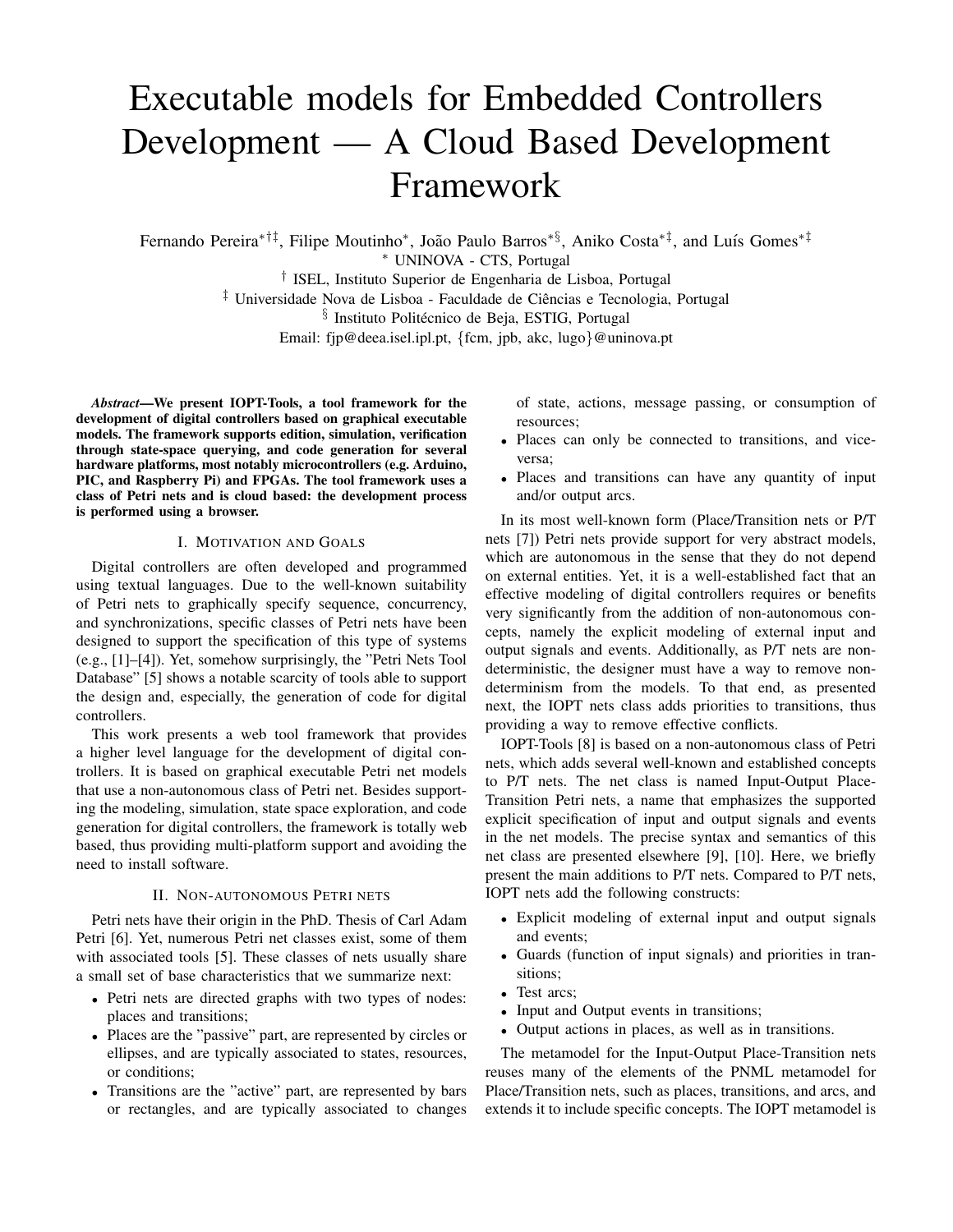# Executable models for Embedded Controllers Development — A Cloud Based Development Framework

Fernando Pereira[*†‡], Filipe Moutinho[*], João Paulo Barros[*§], Aniko Costa[*‡], and Luís Gomes[*‡]

[*] UNINOVA - CTS, Portugal

[†] ISEL, Instituto Superior de Engenharia de Lisboa, Portugal

[‡] Universidade Nova de Lisboa - Faculdade de Ciências e Tecnologia, Portugal

[§] Instituto Politécnico de Beja, ESTIG, Portugal

Email: fjp@deea.isel.ipl.pt, {fcm, jpb, akc, lugo}@uninova.pt

***Abstract*—We present IOPT-Tools, a tool framework for the development of digital controllers based on graphical executable models. The framework supports edition, simulation, verification through state-space querying, and code generation for several hardware platforms, most notably microcontrollers (e.g. Arduino, PIC, and Raspberry Pi) and FPGAs. The tool framework uses a class of Petri nets and is cloud based: the development process is performed using a browser.**

## I. Motivation and Goals

Digital controllers are often developed and programmed using textual languages. Due to the well-known suitability of Petri nets to graphically specify sequence, concurrency, and synchronizations, specific classes of Petri nets have been designed to support the specification of this type of systems (e.g., [1]–[4]). Yet, somehow surprisingly, the "Petri Nets Tool Database" [5] shows a notable scarcity of tools able to support the design and, especially, the generation of code for digital controllers.

This work presents a web tool framework that provides a higher level language for the development of digital controllers. It is based on graphical executable Petri net models that use a non-autonomous class of Petri net. Besides supporting the modeling, simulation, state space exploration, and code generation for digital controllers, the framework is totally web based, thus providing multi-platform support and avoiding the need to install software.

## II. Non-autonomous Petri nets

Petri nets have their origin in the PhD. Thesis of Carl Adam Petri [6]. Yet, numerous Petri net classes exist, some of them with associated tools [5]. These classes of nets usually share a small set of base characteristics that we summarize next:

- Petri nets are directed graphs with two types of nodes: places and transitions;
- Places are the "passive" part, are represented by circles or ellipses, and are typically associated to states, resources, or conditions;
- Transitions are the "active" part, are represented by bars or rectangles, and are typically associated to changes of state, actions, message passing, or consumption of resources;
- Places can only be connected to transitions, and vice-versa;
- Places and transitions can have any quantity of input and/or output arcs.

In its most well-known form (Place/Transition nets or P/T nets [7]) Petri nets provide support for very abstract models, which are autonomous in the sense that they do not depend on external entities. Yet, it is a well-established fact that an effective modeling of digital controllers requires or benefits very significantly from the addition of non-autonomous concepts, namely the explicit modeling of external input and output signals and events. Additionally, as P/T nets are non-deterministic, the designer must have a way to remove non-determinism from the models. To that end, as presented next, the IOPT nets class adds priorities to transitions, thus providing a way to remove effective conflicts.

IOPT-Tools [8] is based on a non-autonomous class of Petri nets, which adds several well-known and established concepts to P/T nets. The net class is named Input-Output Place-Transition Petri nets, a name that emphasizes the supported explicit specification of input and output signals and events in the net models. The precise syntax and semantics of this net class are presented elsewhere [9], [10]. Here, we briefly present the main additions to P/T nets. Compared to P/T nets, IOPT nets add the following constructs:

- Explicit modeling of external input and output signals and events;
- Guards (function of input signals) and priorities in transitions;
- Test arcs;
- Input and Output events in transitions;
- Output actions in places, as well as in transitions.

The metamodel for the Input-Output Place-Transition nets reuses many of the elements of the PNML metamodel for Place/Transition nets, such as places, transitions, and arcs, and extends it to include specific concepts. The IOPT metamodel is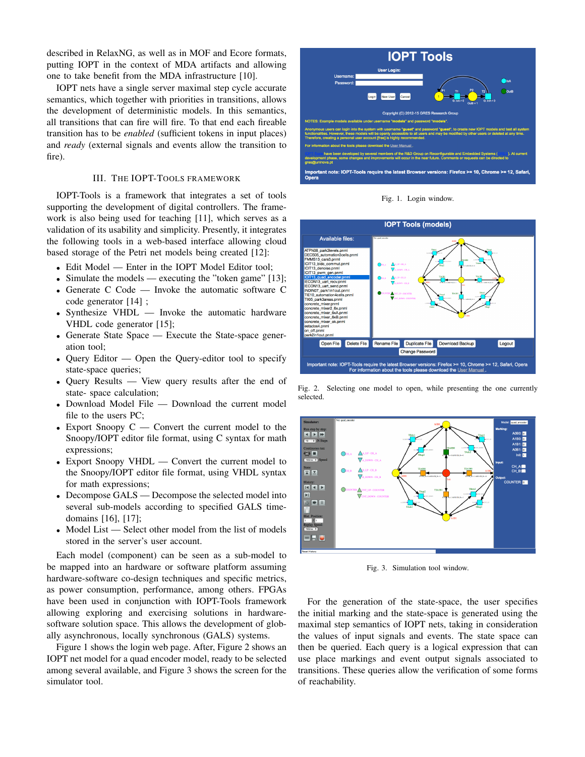described in RelaxNG, as well as in MOF and Ecore formats, putting IOPT in the context of MDA artifacts and allowing one to take benefit from the MDA infrastructure [10].

IOPT nets have a single server maximal step cycle accurate semantics, which together with priorities in transitions, allows the development of deterministic models. In this semantics, all transitions that can fire will fire. To that end each fireable transition has to be *enabled* (sufficient tokens in input places) and *ready* (external signals and events allow the transition to fire).

## III. The IOPT-Tools Framework

IOPT-Tools is a framework that integrates a set of tools supporting the development of digital controllers. The framework is also being used for teaching [11], which serves as a validation of its usability and simplicity. Presently, it integrates the following tools in a web-based interface allowing cloud based storage of the Petri net models being created [12]:

- Edit Model — Enter in the IOPT Model Editor tool;
- Simulate the models — executing the "token game" [13];
- Generate C Code — Invoke the automatic software C code generator [14] ;
- Synthesize VHDL — Invoke the automatic hardware VHDL code generator [15];
- Generate State Space — Execute the State-space generation tool;
- Query Editor — Open the Query-editor tool to specify state-space queries;
- Query Results — View query results after the end of state- space calculation;
- Download Model File — Download the current model file to the users PC;
- Export Snoopy C — Convert the current model to the Snoopy/IOPT editor file format, using C syntax for math expressions;
- Export Snoopy VHDL — Convert the current model to the Snoopy/IOPT editor file format, using VHDL syntax for math expressions;
- Decompose GALS — Decompose the selected model into several sub-models according to specified GALS time-domains [16], [17];
- Model List — Select other model from the list of models stored in the server's user account.

Each model (component) can be seen as a sub-model to be mapped into an hardware or software platform assuming hardware-software co-design techniques and specific metrics, as power consumption, performance, among others. FPGAs have been used in conjunction with IOPT-Tools framework allowing exploring and exercising solutions in hardware-software solution space. This allows the development of globally asynchronous, locally synchronous (GALS) systems.

Figure 1 shows the login web page. After, Figure 2 shows an IOPT net model for a quad encoder model, ready to be selected among several available, and Figure 3 shows the screen for the simulator tool.

Fig. 1. Login window.

Fig. 2. Selecting one model to open, while presenting the one currently selected.

Fig. 3. Simulation tool window.

For the generation of the state-space, the user specifies the initial marking and the state-space is generated using the maximal step semantics of IOPT nets, taking in consideration the values of input signals and events. The state space can then be queried. Each query is a logical expression that can use place markings and event output signals associated to transitions. These queries allow the verification of some forms of reachability.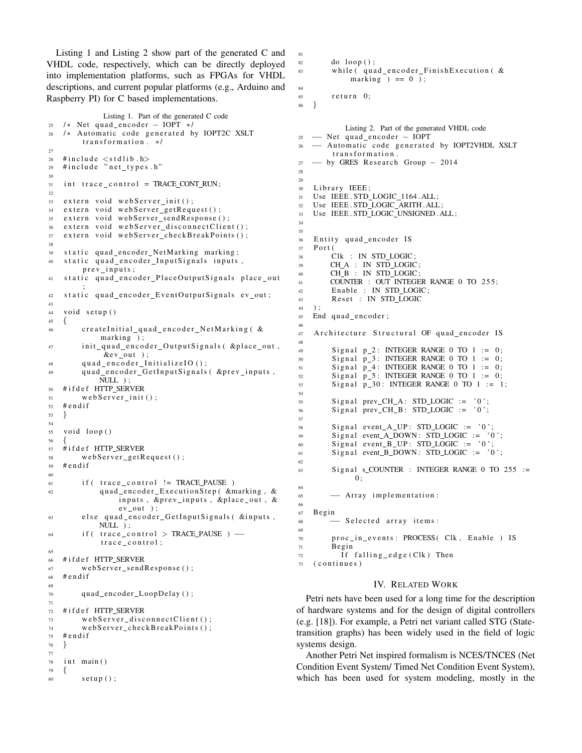Listing 1 and Listing 2 show part of the generated C and VHDL code, respectively, which can be directly deployed into implementation platforms, such as FPGAs for VHDL descriptions, and current popular platforms (e.g., Arduino and Raspberry PI) for C based implementations.

Listing 1. Part of the generated C code

```
25  /* Net quad_encoder - IOPT */
26  /* Automatic code generated by IOPT2C XSLT
        transformation. */
27
28  #include <stdlib.h>
29  #include "net_types.h"
30
31  int trace_control = TRACE_CONT_RUN;
32
33  extern void webServer_init();
34  extern void webServer_getRequest();
35  extern void webServer_sendResponse();
36  extern void webServer_disconnectClient();
37  extern void webServer_checkBreakPoints();
38
39  static quad_encoder_NetMarking marking;
40  static quad_encoder_InputSignals inputs,
        prev_inputs;
41  static quad_encoder_PlaceOutputSignals place_out
        ;
42  static quad_encoder_EventOutputSignals ev_out;
43
44  void setup()
45  {
46      createInitial_quad_encoder_NetMarking( &
            marking );
47      init_quad_encoder_OutputSignals( &place_out,
             &ev_out );
48      quad_encoder_InitializeIO();
49      quad_encoder_GetInputSignals( &prev_inputs,
            NULL );
50  #ifdef HTTP_SERVER
51      webServer_init();
52  #endif
53  }
54
55  void loop()
56  {
57  #ifdef HTTP_SERVER
58      webServer_getRequest();
59  #endif
60
61      if( trace_control != TRACE_PAUSE )
62          quad_encoder_ExecutionStep( &marking, &
                inputs, &prev_inputs, &place_out, &
                ev_out );
63      else quad_encoder_GetInputSignals( &inputs,
            NULL );
64      if( trace_control > TRACE_PAUSE ) --
            trace_control;
65
66  #ifdef HTTP_SERVER
67      webServer_sendResponse();
68  #endif
69
70      quad_encoder_LoopDelay();
71
72  #ifdef HTTP_SERVER
73      webServer_disconnectClient();
74      webServer_checkBreakPoints();
75  #endif
76  }
77
78  int main()
79  {
80      setup();
81
82      do loop();
83      while( quad_encoder_FinishExecution( &
            marking ) == 0 );
84
85      return 0;
86  }
```

Listing 2. Part of the generated VHDL code

```
25  -- Net quad_encoder - IOPT
26  -- Automatic code generated by IOPT2VHDL XSLT
        transformation.
27  -- by GRES Research Group - 2014
28
29
30  Library IEEE;
31  Use IEEE.STD_LOGIC_1164.ALL;
32  Use IEEE.STD_LOGIC_ARITH.ALL;
33  Use IEEE.STD_LOGIC_UNSIGNED.ALL;
34
35
36  Entity quad_encoder IS
37  Port(
38      Clk : IN STD_LOGIC;
39      CH_A : IN STD_LOGIC;
40      CH_B : IN STD_LOGIC;
41      COUNTER : OUT INTEGER RANGE 0 TO 255;
42      Enable : IN STD_LOGIC;
43      Reset : IN STD_LOGIC
44  );
45  End quad_encoder;
46
47  Architecture Structural OF quad_encoder IS
48
49      Signal p_2: INTEGER RANGE 0 TO 1 := 0;
50      Signal p_3: INTEGER RANGE 0 TO 1 := 0;
51      Signal p_4: INTEGER RANGE 0 TO 1 := 0;
52      Signal p_5: INTEGER RANGE 0 TO 1 := 0;
53      Signal p_30: INTEGER RANGE 0 TO 1 := 1;
54
55      Signal prev_CH_A: STD_LOGIC := '0';
56      Signal prev_CH_B: STD_LOGIC := '0';
57
58      Signal event_A_UP: STD_LOGIC := '0';
59      Signal event_A_DOWN: STD_LOGIC := '0';
60      Signal event_B_UP: STD_LOGIC := '0';
61      Signal event_B_DOWN: STD_LOGIC := '0';
62
63      Signal s_COUNTER : INTEGER RANGE 0 TO 255 :=
            0;
64
65      -- Array implementation:
66
67  Begin
68      -- Selected array items:
69
70      proc_in_events: PROCESS( Clk, Enable ) IS
71      Begin
72        If falling_edge(Clk) Then
73  (continues)
```

## IV. Related Work

Petri nets have been used for a long time for the description of hardware systems and for the design of digital controllers (e.g. [18]). For example, a Petri net variant called STG (State-transition graphs) has been widely used in the field of logic systems design.

Another Petri Net inspired formalism is NCES/TNCES (Net Condition Event System/ Timed Net Condition Event System), which has been used for system modeling, mostly in the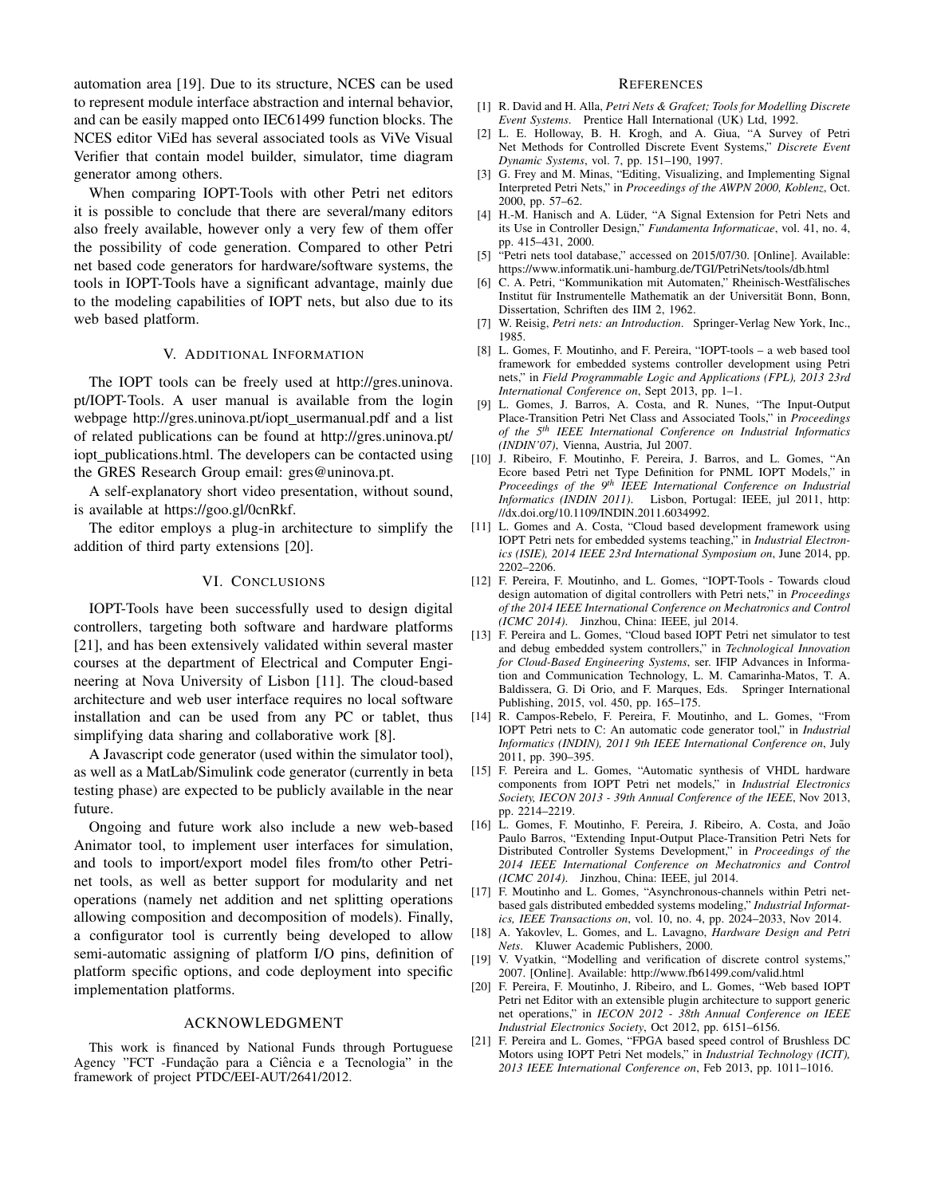automation area [19]. Due to its structure, NCES can be used to represent module interface abstraction and internal behavior, and can be easily mapped onto IEC61499 function blocks. The NCES editor ViEd has several associated tools as ViVe Visual Verifier that contain model builder, simulator, time diagram generator among others.

When comparing IOPT-Tools with other Petri net editors it is possible to conclude that there are several/many editors also freely available, however only a very few of them offer the possibility of code generation. Compared to other Petri net based code generators for hardware/software systems, the tools in IOPT-Tools have a significant advantage, mainly due to the modeling capabilities of IOPT nets, but also due to its web based platform.

## V. Additional Information

The IOPT tools can be freely used at http://gres.uninova.pt/IOPT-Tools. A user manual is available from the login webpage http://gres.uninova.pt/iopt_usermanual.pdf and a list of related publications can be found at http://gres.uninova.pt/iopt_publications.html. The developers can be contacted using the GRES Research Group email: gres@uninova.pt.

A self-explanatory short video presentation, without sound, is available at https://goo.gl/0cnRkf.

The editor employs a plug-in architecture to simplify the addition of third party extensions [20].

## VI. Conclusions

IOPT-Tools have been successfully used to design digital controllers, targeting both software and hardware platforms [21], and has been extensively validated within several master courses at the department of Electrical and Computer Engineering at Nova University of Lisbon [11]. The cloud-based architecture and web user interface requires no local software installation and can be used from any PC or tablet, thus simplifying data sharing and collaborative work [8].

A Javascript code generator (used within the simulator tool), as well as a MatLab/Simulink code generator (currently in beta testing phase) are expected to be publicly available in the near future.

Ongoing and future work also include a new web-based Animator tool, to implement user interfaces for simulation, and tools to import/export model files from/to other Petri-net tools, as well as better support for modularity and net operations (namely net addition and net splitting operations allowing composition and decomposition of models). Finally, a configurator tool is currently being developed to allow semi-automatic assigning of platform I/O pins, definition of platform specific options, and code deployment into specific implementation platforms.

## Acknowledgment

This work is financed by National Funds through Portuguese Agency "FCT -Fundação para a Ciência e a Tecnologia" in the framework of project PTDC/EEI-AUT/2641/2012.

## References

[1] R. David and H. Alla, *Petri Nets & Grafcet; Tools for Modelling Discrete Event Systems*. Prentice Hall International (UK) Ltd, 1992.

[2] L. E. Holloway, B. H. Krogh, and A. Giua, "A Survey of Petri Net Methods for Controlled Discrete Event Systems," *Discrete Event Dynamic Systems*, vol. 7, pp. 151–190, 1997.

[3] G. Frey and M. Minas, "Editing, Visualizing, and Implementing Signal Interpreted Petri Nets," in *Proceedings of the AWPN 2000, Koblenz*, Oct. 2000, pp. 57–62.

[4] H.-M. Hanisch and A. Lüder, "A Signal Extension for Petri Nets and its Use in Controller Design," *Fundamenta Informaticae*, vol. 41, no. 4, pp. 415–431, 2000.

[5] "Petri nets tool database," accessed on 2015/07/30. [Online]. Available: https://www.informatik.uni-hamburg.de/TGI/PetriNets/tools/db.html

[6] C. A. Petri, "Kommunikation mit Automaten," Rheinisch-Westfälisches Institut für Instrumentelle Mathematik an der Universität Bonn, Bonn, Dissertation, Schriften des IIM 2, 1962.

[7] W. Reisig, *Petri nets: an Introduction*. Springer-Verlag New York, Inc., 1985.

[8] L. Gomes, F. Moutinho, and F. Pereira, "IOPT-tools – a web based tool framework for embedded systems controller development using Petri nets," in *Field Programmable Logic and Applications (FPL), 2013 23rd International Conference on*, Sept 2013, pp. 1–1.

[9] L. Gomes, J. Barros, A. Costa, and R. Nunes, "The Input-Output Place-Transition Petri Net Class and Associated Tools," in *Proceedings of the 5th IEEE International Conference on Industrial Informatics (INDIN'07)*, Vienna, Austria, Jul 2007.

[10] J. Ribeiro, F. Moutinho, F. Pereira, J. Barros, and L. Gomes, "An Ecore based Petri net Type Definition for PNML IOPT Models," in *Proceedings of the 9th IEEE International Conference on Industrial Informatics (INDIN 2011)*. Lisbon, Portugal: IEEE, jul 2011, http://dx.doi.org/10.1109/INDIN.2011.6034992.

[11] L. Gomes and A. Costa, "Cloud based development framework using IOPT Petri nets for embedded systems teaching," in *Industrial Electronics (ISIE), 2014 IEEE 23rd International Symposium on*, June 2014, pp. 2202–2206.

[12] F. Pereira, F. Moutinho, and L. Gomes, "IOPT-Tools - Towards cloud design automation of digital controllers with Petri nets," in *Proceedings of the 2014 IEEE International Conference on Mechatronics and Control (ICMC 2014)*. Jinzhou, China: IEEE, jul 2014.

[13] F. Pereira and L. Gomes, "Cloud based IOPT Petri net simulator to test and debug embedded system controllers," in *Technological Innovation for Cloud-Based Engineering Systems*, ser. IFIP Advances in Information and Communication Technology, L. M. Camarinha-Matos, T. A. Baldissera, G. Di Orio, and F. Marques, Eds. Springer International Publishing, 2015, vol. 450, pp. 165–175.

[14] R. Campos-Rebelo, F. Pereira, F. Moutinho, and L. Gomes, "From IOPT Petri nets to C: An automatic code generator tool," in *Industrial Informatics (INDIN), 2011 9th IEEE International Conference on*, July 2011, pp. 390–395.

[15] F. Pereira and L. Gomes, "Automatic synthesis of VHDL hardware components from IOPT Petri net models," in *Industrial Electronics Society, IECON 2013 - 39th Annual Conference of the IEEE*, Nov 2013, pp. 2214–2219.

[16] L. Gomes, F. Moutinho, F. Pereira, J. Ribeiro, A. Costa, and João Paulo Barros, "Extending Input-Output Place-Transition Petri Nets for Distributed Controller Systems Development," in *Proceedings of the 2014 IEEE International Conference on Mechatronics and Control (ICMC 2014)*. Jinzhou, China: IEEE, jul 2014.

[17] F. Moutinho and L. Gomes, "Asynchronous-channels within Petri net-based gals distributed embedded systems modeling," *Industrial Informatics, IEEE Transactions on*, vol. 10, no. 4, pp. 2024–2033, Nov 2014.

[18] A. Yakovlev, L. Gomes, and L. Lavagno, *Hardware Design and Petri Nets*. Kluwer Academic Publishers, 2000.

[19] V. Vyatkin, "Modelling and verification of discrete control systems," 2007. [Online]. Available: http://www.fb61499.com/valid.html

[20] F. Pereira, F. Moutinho, J. Ribeiro, and L. Gomes, "Web based IOPT Petri net Editor with an extensible plugin architecture to support generic net operations," in *IECON 2012 - 38th Annual Conference on IEEE Industrial Electronics Society*, Oct 2012, pp. 6151–6156.

[21] F. Pereira and L. Gomes, "FPGA based speed control of Brushless DC Motors using IOPT Petri Net models," in *Industrial Technology (ICIT), 2013 IEEE International Conference on*, Feb 2013, pp. 1011–1016.